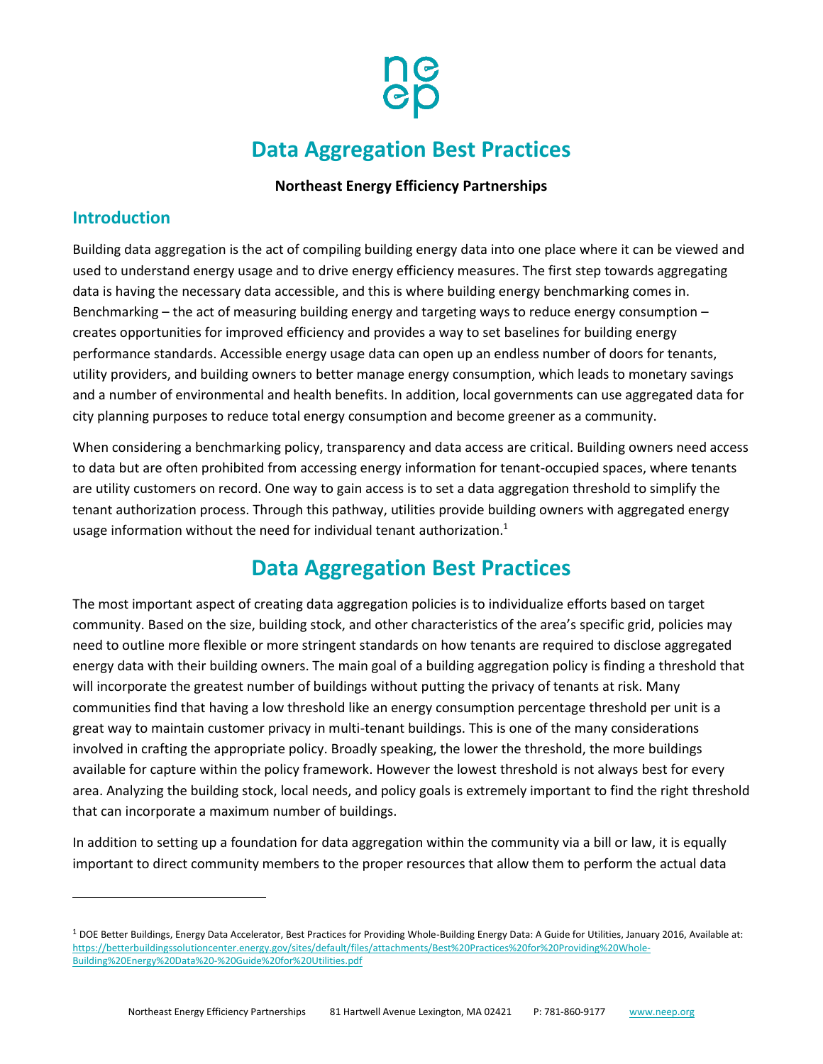# Data Aggregation Best Practices

**Northeast Energy Efficiency Partnerships**

## Introduction

Building data aggregation is the act of compiling building energy data into one place where it can be viewed and used to understand energy usage and to drive energy efficiency measures. The first step towards aggregating data is having the necessary data accessible, and this is where building energy benchmarking comes in. Benchmarking – the act of measuring building energy and targeting ways to reduce energy consumption – creates opportunities for improved efficiency and provides a way to set baselines for building energy performance standards. Accessible energy usage data can open up an endless number of doors for tenants, utility providers, and building owners to better manage energy consumption, which leads to monetary savings and a number of environmental and health benefits. In addition, local governments can use aggregated data for city planning purposes to reduce total energy consumption and become greener as a community.

When considering a benchmarking policy, transparency and data access are critical. Building owners need access to data but are often prohibited from accessing energy information for tenant-occupied spaces, where tenants are utility customers on record. One way to gain access is to set a data aggregation threshold to simplify the tenant authorization process. Through this pathway, utilities provide building owners with aggregated energy usage information without the need for individual tenant authorization.[1]

# Data Aggregation Best Practices

The most important aspect of creating data aggregation policies is to individualize efforts based on target community. Based on the size, building stock, and other characteristics of the area's specific grid, policies may need to outline more flexible or more stringent standards on how tenants are required to disclose aggregated energy data with their building owners. The main goal of a building aggregation policy is finding a threshold that will incorporate the greatest number of buildings without putting the privacy of tenants at risk. Many communities find that having a low threshold like an energy consumption percentage threshold per unit is a great way to maintain customer privacy in multi-tenant buildings. This is one of the many considerations involved in crafting the appropriate policy. Broadly speaking, the lower the threshold, the more buildings available for capture within the policy framework. However the lowest threshold is not always best for every area. Analyzing the building stock, local needs, and policy goals is extremely important to find the right threshold that can incorporate a maximum number of buildings.

In addition to setting up a foundation for data aggregation within the community via a bill or law, it is equally important to direct community members to the proper resources that allow them to perform the actual data

[1] DOE Better Buildings, Energy Data Accelerator, Best Practices for Providing Whole-Building Energy Data: A Guide for Utilities, January 2016, Available at: https://betterbuildingssolutioncenter.energy.gov/sites/default/files/attachments/Best%20Practices%20for%20Providing%20Whole-Building%20Energy%20Data%20-%20Guide%20for%20Utilities.pdf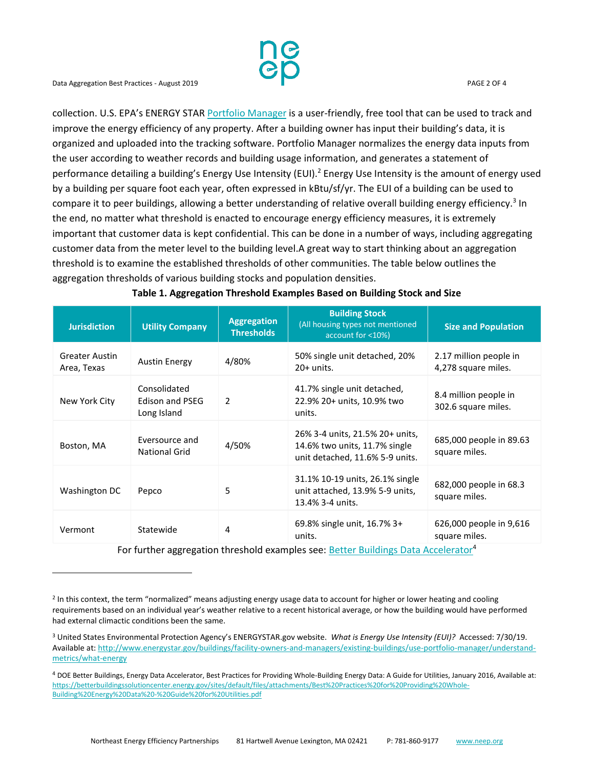collection. U.S. EPA's ENERGY STAR Portfolio Manager is a user-friendly, free tool that can be used to track and improve the energy efficiency of any property. After a building owner has input their building's data, it is organized and uploaded into the tracking software. Portfolio Manager normalizes the energy data inputs from the user according to weather records and building usage information, and generates a statement of performance detailing a building's Energy Use Intensity (EUI).[2] Energy Use Intensity is the amount of energy used by a building per square foot each year, often expressed in kBtu/sf/yr. The EUI of a building can be used to compare it to peer buildings, allowing a better understanding of relative overall building energy efficiency.[3] In the end, no matter what threshold is enacted to encourage energy efficiency measures, it is extremely important that customer data is kept confidential. This can be done in a number of ways, including aggregating customer data from the meter level to the building level.A great way to start thinking about an aggregation threshold is to examine the established thresholds of other communities. The table below outlines the aggregation thresholds of various building stocks and population densities.

**Table 1. Aggregation Threshold Examples Based on Building Stock and Size**

| Jurisdiction | Utility Company | Aggregation Thresholds | Building Stock (All housing types not mentioned account for <10%) | Size and Population |
|---|---|---|---|---|
| Greater Austin Area, Texas | Austin Energy | 4/80% | 50% single unit detached, 20% 20+ units. | 2.17 million people in 4,278 square miles. |
| New York City | Consolidated Edison and PSEG Long Island | 2 | 41.7% single unit detached, 22.9% 20+ units, 10.9% two units. | 8.4 million people in 302.6 square miles. |
| Boston, MA | Eversource and National Grid | 4/50% | 26% 3-4 units, 21.5% 20+ units, 14.6% two units, 11.7% single unit detached, 11.6% 5-9 units. | 685,000 people in 89.63 square miles. |
| Washington DC | Pepco | 5 | 31.1% 10-19 units, 26.1% single unit attached, 13.9% 5-9 units, 13.4% 3-4 units. | 682,000 people in 68.3 square miles. |
| Vermont | Statewide | 4 | 69.8% single unit, 16.7% 3+ units. | 626,000 people in 9,616 square miles. |

For further aggregation threshold examples see: Better Buildings Data Accelerator[4]

---

[2] In this context, the term "normalized" means adjusting energy usage data to account for higher or lower heating and cooling requirements based on an individual year's weather relative to a recent historical average, or how the building would have performed had external climactic conditions been the same.

[3] United States Environmental Protection Agency's ENERGYSTAR.gov website. *What is Energy Use Intensity (EUI)?* Accessed: 7/30/19. Available at: http://www.energystar.gov/buildings/facility-owners-and-managers/existing-buildings/use-portfolio-manager/understand-metrics/what-energy

[4] DOE Better Buildings, Energy Data Accelerator, Best Practices for Providing Whole-Building Energy Data: A Guide for Utilities, January 2016, Available at: https://betterbuildingssolutioncenter.energy.gov/sites/default/files/attachments/Best%20Practices%20for%20Providing%20Whole-Building%20Energy%20Data%20-%20Guide%20for%20Utilities.pdf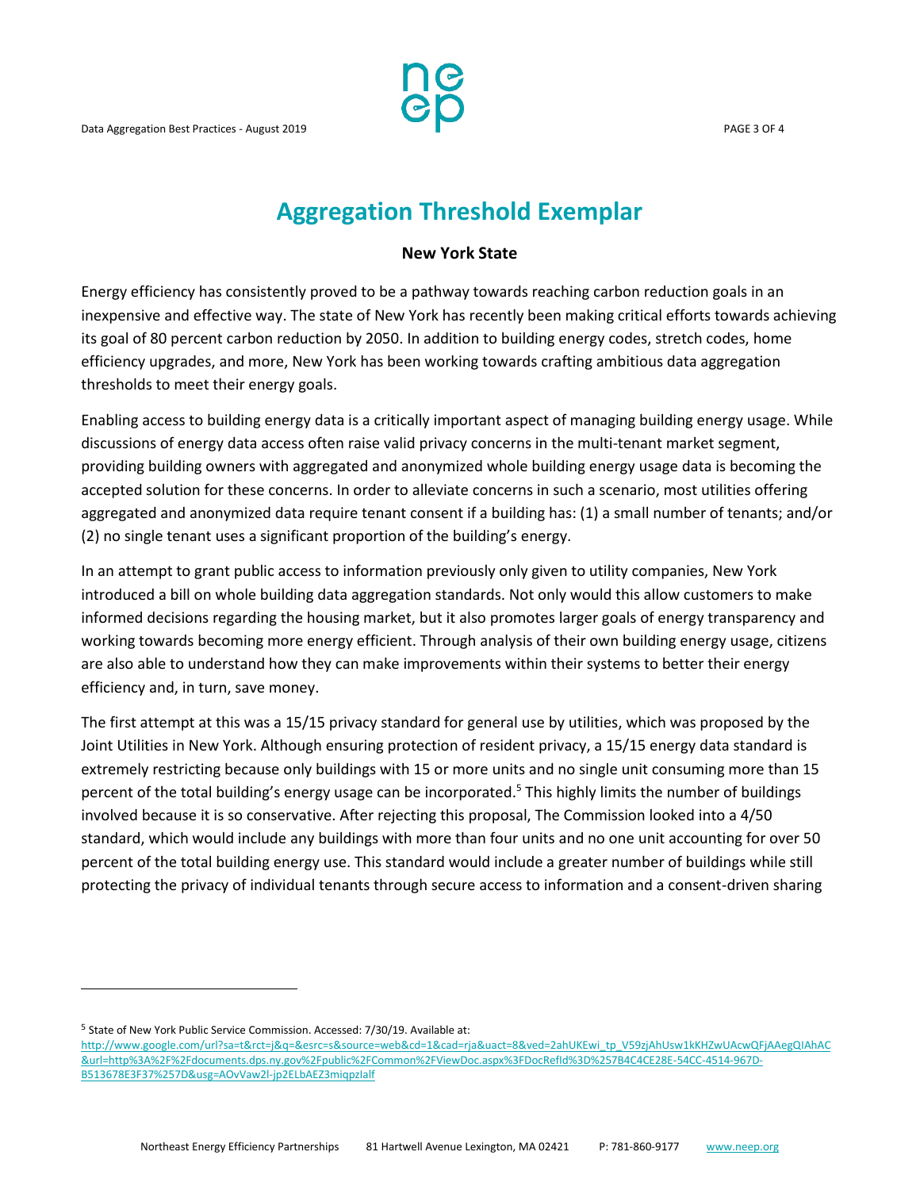# Aggregation Threshold Exemplar

**New York State**

Energy efficiency has consistently proved to be a pathway towards reaching carbon reduction goals in an inexpensive and effective way. The state of New York has recently been making critical efforts towards achieving its goal of 80 percent carbon reduction by 2050. In addition to building energy codes, stretch codes, home efficiency upgrades, and more, New York has been working towards crafting ambitious data aggregation thresholds to meet their energy goals.

Enabling access to building energy data is a critically important aspect of managing building energy usage. While discussions of energy data access often raise valid privacy concerns in the multi-tenant market segment, providing building owners with aggregated and anonymized whole building energy usage data is becoming the accepted solution for these concerns. In order to alleviate concerns in such a scenario, most utilities offering aggregated and anonymized data require tenant consent if a building has: (1) a small number of tenants; and/or (2) no single tenant uses a significant proportion of the building's energy.

In an attempt to grant public access to information previously only given to utility companies, New York introduced a bill on whole building data aggregation standards. Not only would this allow customers to make informed decisions regarding the housing market, but it also promotes larger goals of energy transparency and working towards becoming more energy efficient. Through analysis of their own building energy usage, citizens are also able to understand how they can make improvements within their systems to better their energy efficiency and, in turn, save money.

The first attempt at this was a 15/15 privacy standard for general use by utilities, which was proposed by the Joint Utilities in New York. Although ensuring protection of resident privacy, a 15/15 energy data standard is extremely restricting because only buildings with 15 or more units and no single unit consuming more than 15 percent of the total building's energy usage can be incorporated.[5] This highly limits the number of buildings involved because it is so conservative. After rejecting this proposal, The Commission looked into a 4/50 standard, which would include any buildings with more than four units and no one unit accounting for over 50 percent of the total building energy use. This standard would include a greater number of buildings while still protecting the privacy of individual tenants through secure access to information and a consent-driven sharing

---

[5] State of New York Public Service Commission. Accessed: 7/30/19. Available at: http://www.google.com/url?sa=t&rct=j&q=&esrc=s&source=web&cd=1&cad=rja&uact=8&ved=2ahUKEwi_tp_V59zjAhUsw1kKHZwUAcwQFjAAegQIAhAC&url=http%3A%2F%2Fdocuments.dps.ny.gov%2Fpublic%2FCommon%2FViewDoc.aspx%3FDocRefId%3D%257B4C4CE28E-54CC-4514-967D-B513678E3F37%257D&usg=AOvVaw2l-jp2ELbAEZ3miqpzIalf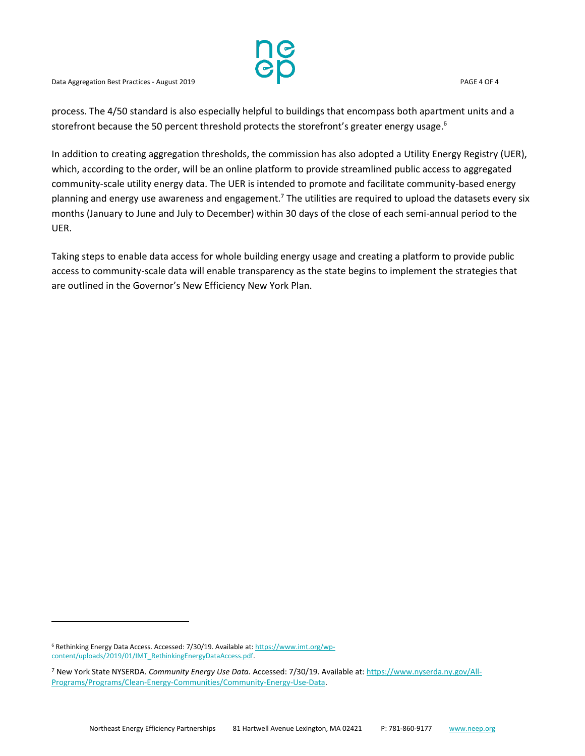process. The 4/50 standard is also especially helpful to buildings that encompass both apartment units and a storefront because the 50 percent threshold protects the storefront's greater energy usage.[6]

In addition to creating aggregation thresholds, the commission has also adopted a Utility Energy Registry (UER), which, according to the order, will be an online platform to provide streamlined public access to aggregated community-scale utility energy data. The UER is intended to promote and facilitate community-based energy planning and energy use awareness and engagement.[7] The utilities are required to upload the datasets every six months (January to June and July to December) within 30 days of the close of each semi-annual period to the UER.

Taking steps to enable data access for whole building energy usage and creating a platform to provide public access to community-scale data will enable transparency as the state begins to implement the strategies that are outlined in the Governor's New Efficiency New York Plan.

---

[6] Rethinking Energy Data Access. Accessed: 7/30/19. Available at: https://www.imt.org/wp-content/uploads/2019/01/IMT_RethinkingEnergyDataAccess.pdf.

[7] New York State NYSERDA. *Community Energy Use Data.* Accessed: 7/30/19. Available at: https://www.nyserda.ny.gov/All-Programs/Programs/Clean-Energy-Communities/Community-Energy-Use-Data.

Northeast Energy Efficiency Partnerships 81 Hartwell Avenue Lexington, MA 02421 P: 781-860-9177 www.neep.org